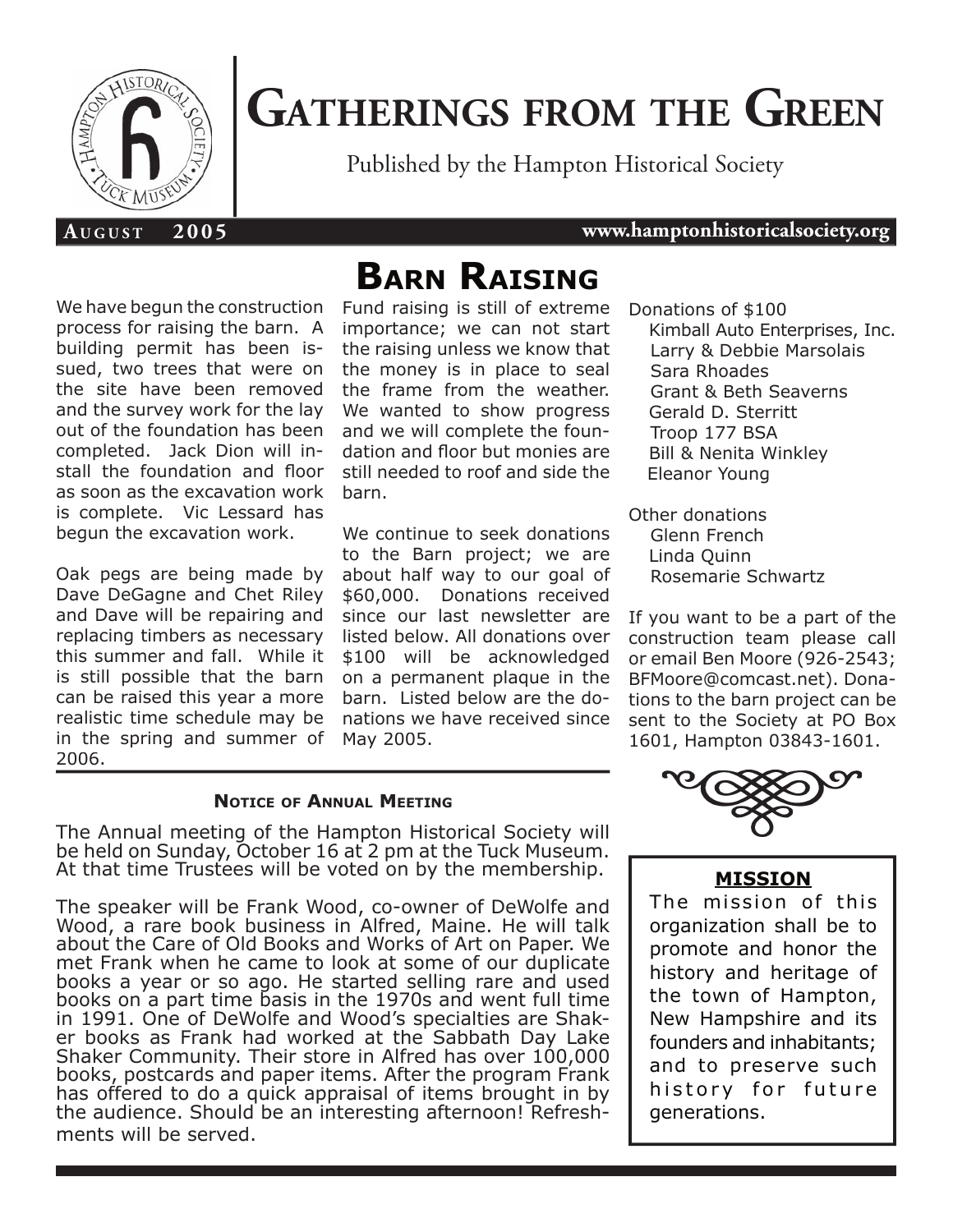# Gatherings from the Green

Published by the Hampton Historical Society

**August 2005** www.hamptonhistoricalsociety.org

## Barn Raising

We have begun the construction process for raising the barn. A building permit has been issued, two trees that were on the site have been removed and the survey work for the lay out of the foundation has been completed. Jack Dion will install the foundation and floor as soon as the excavation work is complete. Vic Lessard has begun the excavation work.

Oak pegs are being made by Dave DeGagne and Chet Riley and Dave will be repairing and replacing timbers as necessary this summer and fall. While it is still possible that the barn can be raised this year a more realistic time schedule may be in the spring and summer of 2006.

Fund raising is still of extreme importance; we can not start the raising unless we know that the money is in place to seal the frame from the weather. We wanted to show progress and we will complete the foundation and floor but monies are still needed to roof and side the barn.

We continue to seek donations to the Barn project; we are about half way to our goal of $60,000. Donations received since our last newsletter are listed below. All donations over $100 will be acknowledged on a permanent plaque in the barn. Listed below are the donations we have received since May 2005.

Donations of $100
- Kimball Auto Enterprises, Inc.
- Larry & Debbie Marsolais
- Sara Rhoades
- Grant & Beth Seaverns
- Gerald D. Sterritt
- Troop 177 BSA
- Bill & Nenita Winkley
- Eleanor Young

Other donations
- Glenn French
- Linda Quinn
- Rosemarie Schwartz

If you want to be a part of the construction team please call or email Ben Moore (926-2543; BFMoore@comcast.net). Donations to the barn project can be sent to the Society at PO Box 1601, Hampton 03843-1601.

### Notice of Annual Meeting

The Annual meeting of the Hampton Historical Society will be held on Sunday, October 16 at 2 pm at the Tuck Museum. At that time Trustees will be voted on by the membership.

The speaker will be Frank Wood, co-owner of DeWolfe and Wood, a rare book business in Alfred, Maine. He will talk about the Care of Old Books and Works of Art on Paper. We met Frank when he came to look at some of our duplicate books a year or so ago. He started selling rare and used books on a part time basis in the 1970s and went full time in 1991. One of DeWolfe and Wood's specialties are Shaker books as Frank had worked at the Sabbath Day Lake Shaker Community. Their store in Alfred has over 100,000 books, postcards and paper items. After the program Frank has offered to do a quick appraisal of items brought in by the audience. Should be an interesting afternoon! Refreshments will be served.

### MISSION

The mission of this organization shall be to promote and honor the history and heritage of the town of Hampton, New Hampshire and its founders and inhabitants; and to preserve such history for future generations.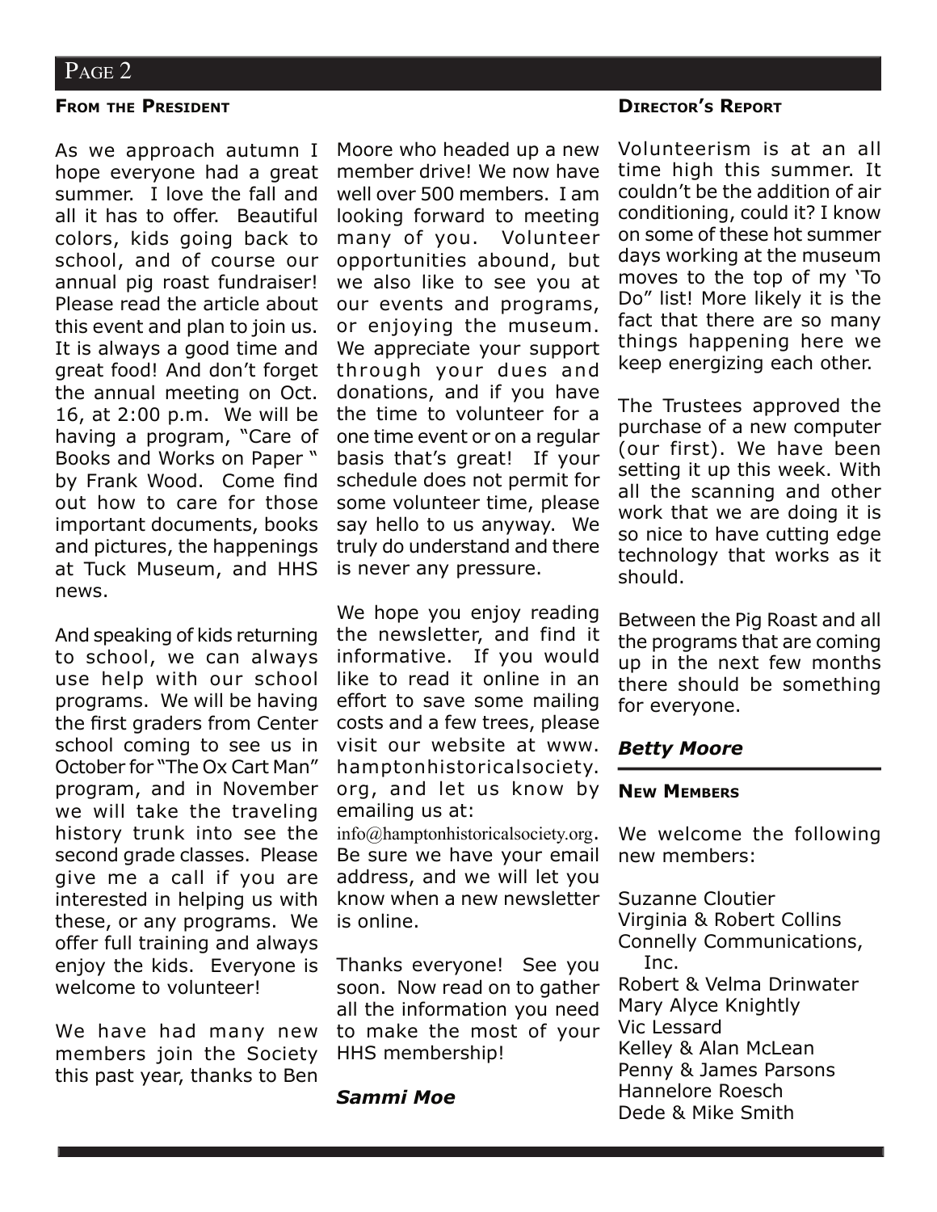## From the President

As we approach autumn I hope everyone had a great summer. I love the fall and all it has to offer. Beautiful colors, kids going back to school, and of course our annual pig roast fundraiser! Please read the article about this event and plan to join us. It is always a good time and great food! And don't forget the annual meeting on Oct. 16, at 2:00 p.m. We will be having a program, "Care of Books and Works on Paper " by Frank Wood. Come find out how to care for those important documents, books and pictures, the happenings at Tuck Museum, and HHS news.

And speaking of kids returning to school, we can always use help with our school programs. We will be having the first graders from Center school coming to see us in October for "The Ox Cart Man" program, and in November we will take the traveling history trunk into see the second grade classes. Please give me a call if you are interested in helping us with these, or any programs. We offer full training and always enjoy the kids. Everyone is welcome to volunteer!

We have had many new members join the Society this past year, thanks to Ben Moore who headed up a new member drive! We now have well over 500 members. I am looking forward to meeting many of you. Volunteer opportunities abound, but we also like to see you at our events and programs, or enjoying the museum. We appreciate your support through your dues and donations, and if you have the time to volunteer for a one time event or on a regular basis that's great! If your schedule does not permit for some volunteer time, please say hello to us anyway. We truly do understand and there is never any pressure.

We hope you enjoy reading the newsletter, and find it informative. If you would like to read it online in an effort to save some mailing costs and a few trees, please visit our website at www.hamptonhistoricalsociety.org, and let us know by emailing us at: info@hamptonhistoricalsociety.org. Be sure we have your email address, and we will let you know when a new newsletter is online.

Thanks everyone! See you soon. Now read on to gather all the information you need to make the most of your HHS membership!

***Sammi Moe***

## Director's Report

Volunteerism is at an all time high this summer. It couldn't be the addition of air conditioning, could it? I know on some of these hot summer days working at the museum moves to the top of my 'To Do" list! More likely it is the fact that there are so many things happening here we keep energizing each other.

The Trustees approved the purchase of a new computer (our first). We have been setting it up this week. With all the scanning and other work that we are doing it is so nice to have cutting edge technology that works as it should.

Between the Pig Roast and all the programs that are coming up in the next few months there should be something for everyone.

***Betty Moore***

## New Members

We welcome the following new members:

Suzanne Cloutier
Virginia & Robert Collins
Connelly Communications, Inc.
Robert & Velma Drinwater
Mary Alyce Knightly
Vic Lessard
Kelley & Alan McLean
Penny & James Parsons
Hannelore Roesch
Dede & Mike Smith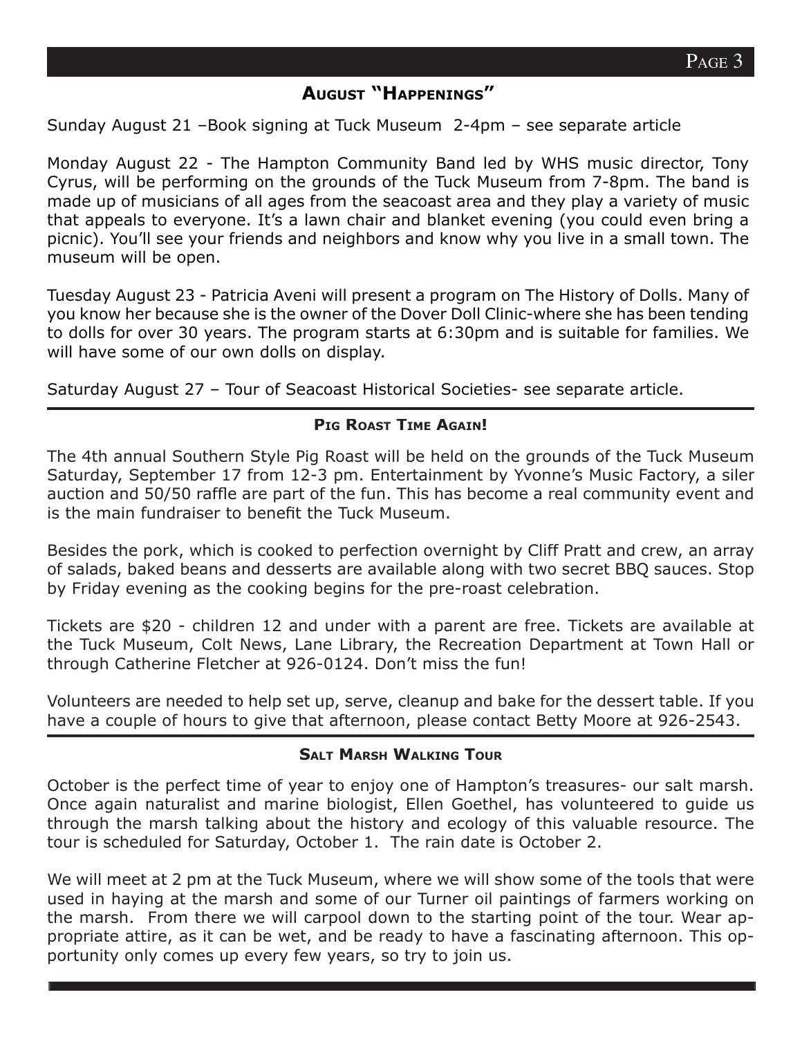## August "Happenings"

Sunday August 21 –Book signing at Tuck Museum 2-4pm – see separate article

Monday August 22 - The Hampton Community Band led by WHS music director, Tony Cyrus, will be performing on the grounds of the Tuck Museum from 7-8pm. The band is made up of musicians of all ages from the seacoast area and they play a variety of music that appeals to everyone. It's a lawn chair and blanket evening (you could even bring a picnic). You'll see your friends and neighbors and know why you live in a small town. The museum will be open.

Tuesday August 23 - Patricia Aveni will present a program on The History of Dolls. Many of you know her because she is the owner of the Dover Doll Clinic-where she has been tending to dolls for over 30 years. The program starts at 6:30pm and is suitable for families. We will have some of our own dolls on display.

Saturday August 27 – Tour of Seacoast Historical Societies- see separate article.

---

## Pig Roast Time Again!

The 4th annual Southern Style Pig Roast will be held on the grounds of the Tuck Museum Saturday, September 17 from 12-3 pm. Entertainment by Yvonne's Music Factory, a siler auction and 50/50 raffle are part of the fun. This has become a real community event and is the main fundraiser to benefit the Tuck Museum.

Besides the pork, which is cooked to perfection overnight by Cliff Pratt and crew, an array of salads, baked beans and desserts are available along with two secret BBQ sauces. Stop by Friday evening as the cooking begins for the pre-roast celebration.

Tickets are $20 - children 12 and under with a parent are free. Tickets are available at the Tuck Museum, Colt News, Lane Library, the Recreation Department at Town Hall or through Catherine Fletcher at 926-0124. Don't miss the fun!

Volunteers are needed to help set up, serve, cleanup and bake for the dessert table. If you have a couple of hours to give that afternoon, please contact Betty Moore at 926-2543.

---

## Salt Marsh Walking Tour

October is the perfect time of year to enjoy one of Hampton's treasures- our salt marsh. Once again naturalist and marine biologist, Ellen Goethel, has volunteered to guide us through the marsh talking about the history and ecology of this valuable resource. The tour is scheduled for Saturday, October 1. The rain date is October 2.

We will meet at 2 pm at the Tuck Museum, where we will show some of the tools that were used in haying at the marsh and some of our Turner oil paintings of farmers working on the marsh. From there we will carpool down to the starting point of the tour. Wear appropriate attire, as it can be wet, and be ready to have a fascinating afternoon. This opportunity only comes up every few years, so try to join us.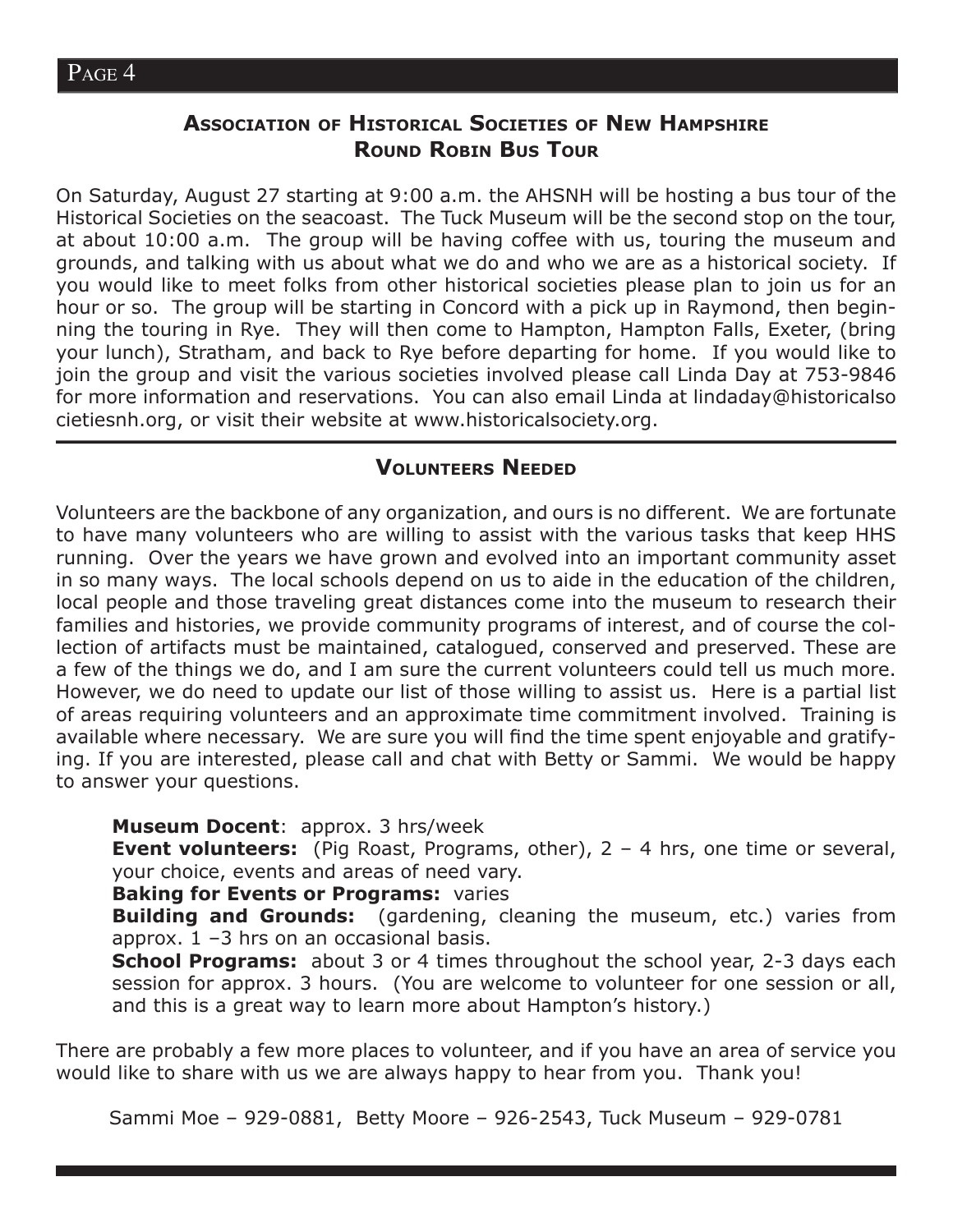## Association of Historical Societies of New Hampshire Round Robin Bus Tour

On Saturday, August 27 starting at 9:00 a.m. the AHSNH will be hosting a bus tour of the Historical Societies on the seacoast. The Tuck Museum will be the second stop on the tour, at about 10:00 a.m. The group will be having coffee with us, touring the museum and grounds, and talking with us about what we do and who we are as a historical society. If you would like to meet folks from other historical societies please plan to join us for an hour or so. The group will be starting in Concord with a pick up in Raymond, then beginning the touring in Rye. They will then come to Hampton, Hampton Falls, Exeter, (bring your lunch), Stratham, and back to Rye before departing for home. If you would like to join the group and visit the various societies involved please call Linda Day at 753-9846 for more information and reservations. You can also email Linda at lindaday@historicalsocietiesnh.org, or visit their website at www.historicalsociety.org.

## Volunteers Needed

Volunteers are the backbone of any organization, and ours is no different. We are fortunate to have many volunteers who are willing to assist with the various tasks that keep HHS running. Over the years we have grown and evolved into an important community asset in so many ways. The local schools depend on us to aide in the education of the children, local people and those traveling great distances come into the museum to research their families and histories, we provide community programs of interest, and of course the collection of artifacts must be maintained, catalogued, conserved and preserved. These are a few of the things we do, and I am sure the current volunteers could tell us much more. However, we do need to update our list of those willing to assist us. Here is a partial list of areas requiring volunteers and an approximate time commitment involved. Training is available where necessary. We are sure you will find the time spent enjoyable and gratifying. If you are interested, please call and chat with Betty or Sammi. We would be happy to answer your questions.

**Museum Docent**: approx. 3 hrs/week
**Event volunteers:** (Pig Roast, Programs, other), 2 – 4 hrs, one time or several, your choice, events and areas of need vary.
**Baking for Events or Programs:** varies
**Building and Grounds:** (gardening, cleaning the museum, etc.) varies from approx. 1 –3 hrs on an occasional basis.
**School Programs:** about 3 or 4 times throughout the school year, 2-3 days each session for approx. 3 hours. (You are welcome to volunteer for one session or all, and this is a great way to learn more about Hampton's history.)

There are probably a few more places to volunteer, and if you have an area of service you would like to share with us we are always happy to hear from you. Thank you!

Sammi Moe – 929-0881, Betty Moore – 926-2543, Tuck Museum – 929-0781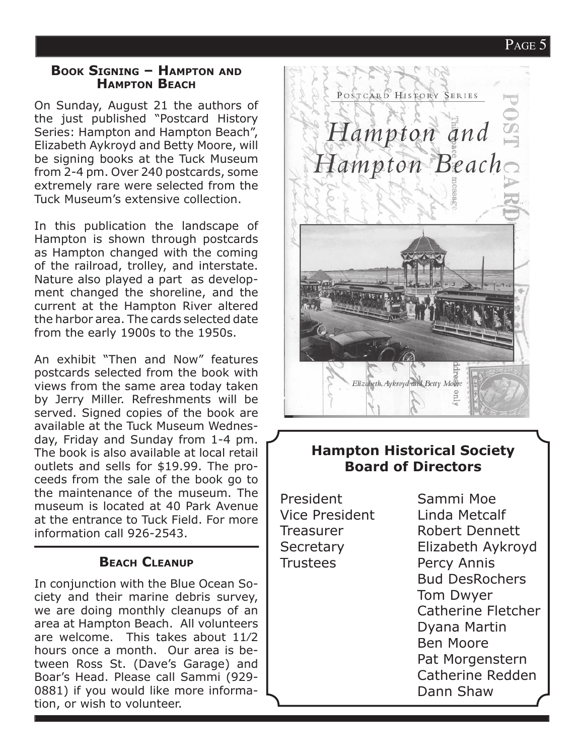## Book Signing – Hampton and Hampton Beach

On Sunday, August 21 the authors of the just published "Postcard History Series: Hampton and Hampton Beach", Elizabeth Aykroyd and Betty Moore, will be signing books at the Tuck Museum from 2-4 pm. Over 240 postcards, some extremely rare were selected from the Tuck Museum's extensive collection.

In this publication the landscape of Hampton is shown through postcards as Hampton changed with the coming of the railroad, trolley, and interstate. Nature also played a part as development changed the shoreline, and the current at the Hampton River altered the harbor area. The cards selected date from the early 1900s to the 1950s.

An exhibit "Then and Now" features postcards selected from the book with views from the same area today taken by Jerry Miller. Refreshments will be served. Signed copies of the book are available at the Tuck Museum Wednesday, Friday and Sunday from 1-4 pm. The book is also available at local retail outlets and sells for $19.99. The proceeds from the sale of the book go to the maintenance of the museum. The museum is located at 40 Park Avenue at the entrance to Tuck Field. For more information call 926-2543.

## Beach Cleanup

In conjunction with the Blue Ocean Society and their marine debris survey, we are doing monthly cleanups of an area at Hampton Beach. All volunteers are welcome. This takes about 11/2 hours once a month. Our area is between Ross St. (Dave's Garage) and Boar's Head. Please call Sammi (929-0881) if you would like more information, or wish to volunteer.

POSTCARD HISTORY SERIES

*Hampton and Hampton Beach*

*Elizabeth Aykroyd and Betty Moore*

## Hampton Historical Society Board of Directors

| | |
|---|---|
| President | Sammi Moe |
| Vice President | Linda Metcalf |
| Treasurer | Robert Dennett |
| Secretary | Elizabeth Aykroyd |
| Trustees | Percy Annis |
| | Bud DesRochers |
| | Tom Dwyer |
| | Catherine Fletcher |
| | Dyana Martin |
| | Ben Moore |
| | Pat Morgenstern |
| | Catherine Redden |
| | Dann Shaw |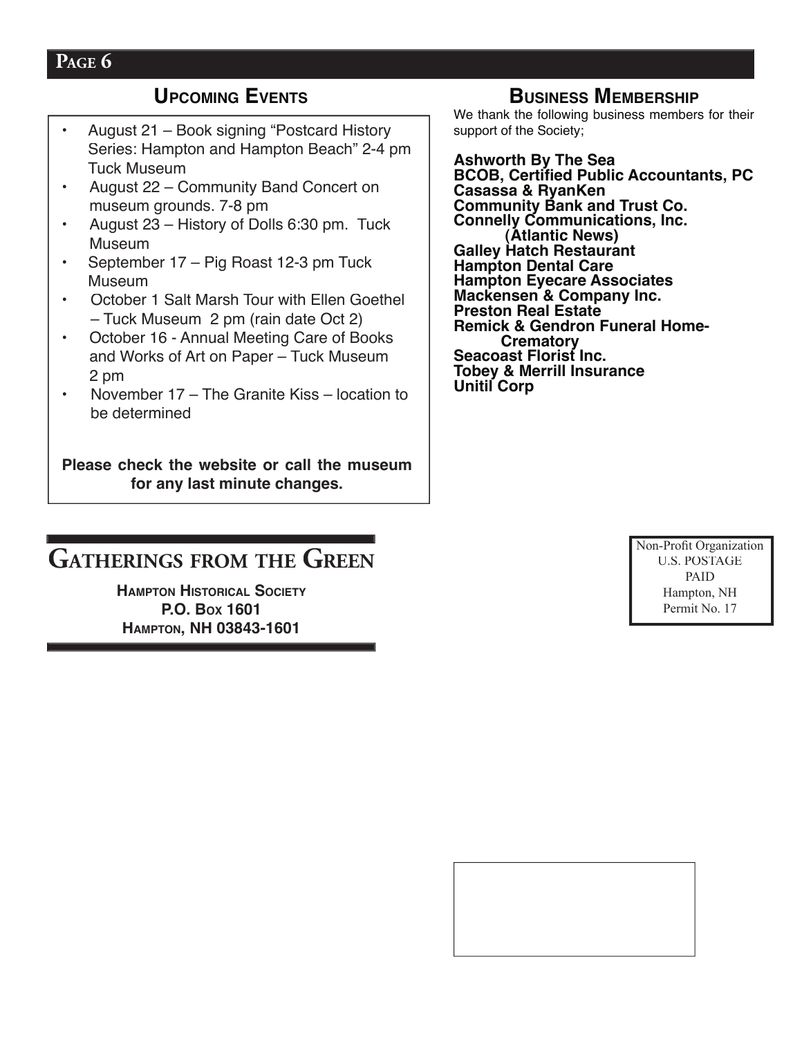## Upcoming Events

- August 21 – Book signing "Postcard History Series: Hampton and Hampton Beach" 2-4 pm Tuck Museum
- August 22 – Community Band Concert on museum grounds. 7-8 pm
- August 23 – History of Dolls 6:30 pm. Tuck Museum
- September 17 – Pig Roast 12-3 pm Tuck Museum
- October 1 Salt Marsh Tour with Ellen Goethel – Tuck Museum 2 pm (rain date Oct 2)
- October 16 - Annual Meeting Care of Books and Works of Art on Paper – Tuck Museum 2 pm
- November 17 – The Granite Kiss – location to be determined

**Please check the website or call the museum for any last minute changes.**

## Business Membership

We thank the following business members for their support of the Society;

**Ashworth By The Sea**
**BCOB, Certified Public Accountants, PC**
**Casassa & RyanKen**
**Community Bank and Trust Co.**
**Connelly Communications, Inc. (Atlantic News)**
**Galley Hatch Restaurant**
**Hampton Dental Care**
**Hampton Eyecare Associates**
**Mackensen & Company Inc.**
**Preston Real Estate**
**Remick & Gendron Funeral Home-Crematory**
**Seacoast Florist Inc.**
**Tobey & Merrill Insurance**
**Unitil Corp**

# Gatherings from the Green

**Hampton Historical Society**
**P.O. Box 1601**
**Hampton, NH 03843-1601**

Non-Profit Organization
U.S. POSTAGE
PAID
Hampton, NH
Permit No. 17